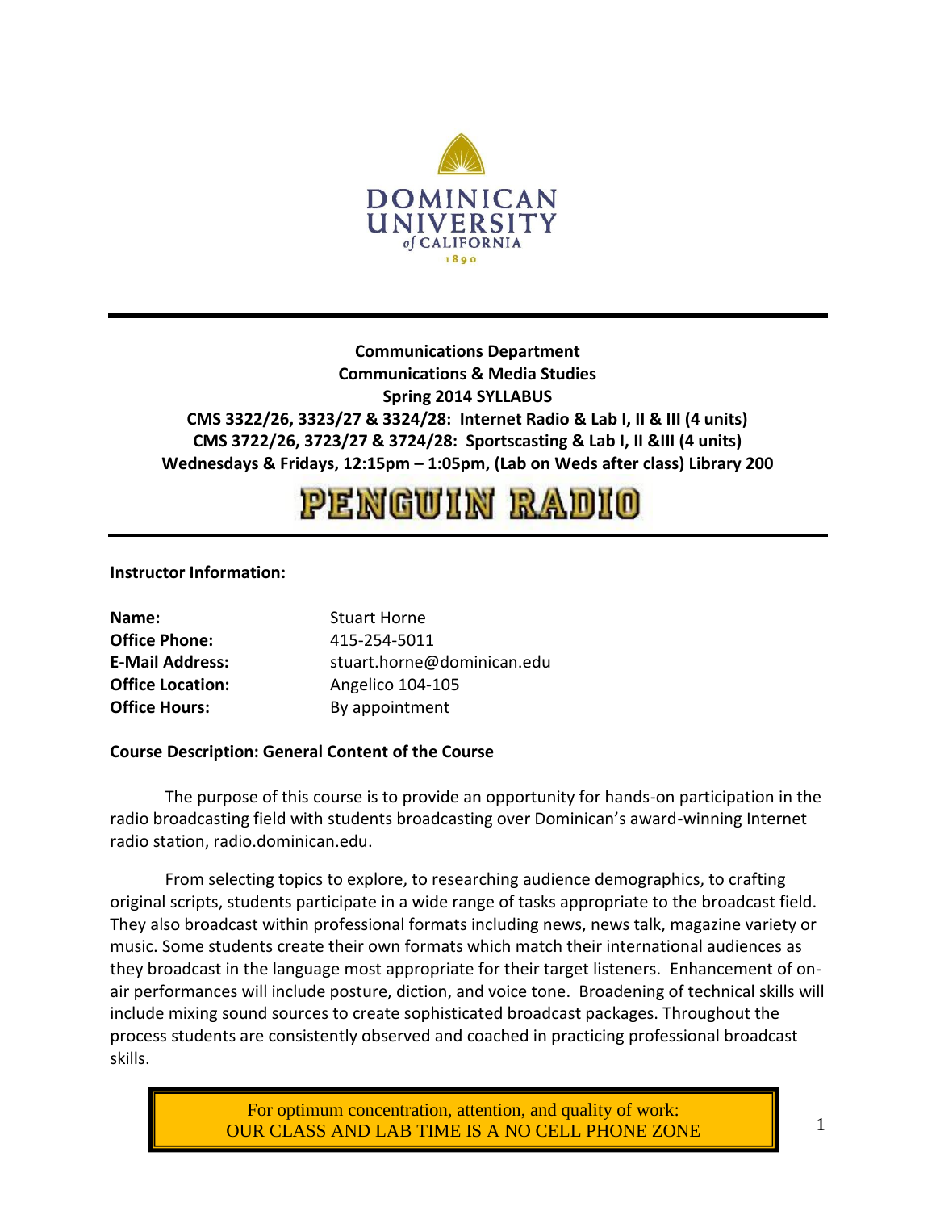**DOMINICAN UNIVERSITY of CALIFORNIA 1890**

**Communications Department**
**Communications & Media Studies**
**Spring 2014 SYLLABUS**
**CMS 3322/26, 3323/27 & 3324/28: Internet Radio & Lab I, II & III (4 units)**
**CMS 3722/26, 3723/27 & 3724/28: Sportscasting & Lab I, II &III (4 units)**
**Wednesdays & Fridays, 12:15pm – 1:05pm, (Lab on Weds after class) Library 200**

# PENGUIN RADIO

**Instructor Information:**

| | |
|---|---|
| **Name:** | Stuart Horne |
| **Office Phone:** | 415-254-5011 |
| **E-Mail Address:** | stuart.horne@dominican.edu |
| **Office Location:** | Angelico 104-105 |
| **Office Hours:** | By appointment |

**Course Description: General Content of the Course**

The purpose of this course is to provide an opportunity for hands-on participation in the radio broadcasting field with students broadcasting over Dominican's award-winning Internet radio station, radio.dominican.edu.

From selecting topics to explore, to researching audience demographics, to crafting original scripts, students participate in a wide range of tasks appropriate to the broadcast field. They also broadcast within professional formats including news, news talk, magazine variety or music. Some students create their own formats which match their international audiences as they broadcast in the language most appropriate for their target listeners. Enhancement of on-air performances will include posture, diction, and voice tone. Broadening of technical skills will include mixing sound sources to create sophisticated broadcast packages. Throughout the process students are consistently observed and coached in practicing professional broadcast skills.

For optimum concentration, attention, and quality of work:
OUR CLASS AND LAB TIME IS A NO CELL PHONE ZONE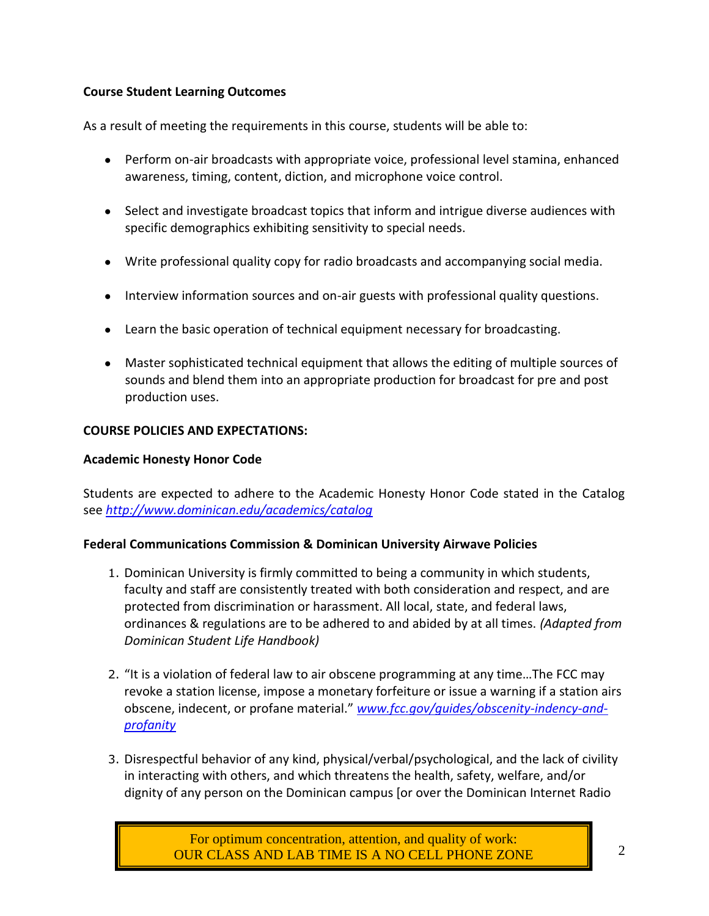**Course Student Learning Outcomes**

As a result of meeting the requirements in this course, students will be able to:

- Perform on-air broadcasts with appropriate voice, professional level stamina, enhanced awareness, timing, content, diction, and microphone voice control.
- Select and investigate broadcast topics that inform and intrigue diverse audiences with specific demographics exhibiting sensitivity to special needs.
- Write professional quality copy for radio broadcasts and accompanying social media.
- Interview information sources and on-air guests with professional quality questions.
- Learn the basic operation of technical equipment necessary for broadcasting.
- Master sophisticated technical equipment that allows the editing of multiple sources of sounds and blend them into an appropriate production for broadcast for pre and post production uses.

**COURSE POLICIES AND EXPECTATIONS:**

**Academic Honesty Honor Code**

Students are expected to adhere to the Academic Honesty Honor Code stated in the Catalog see *http://www.dominican.edu/academics/catalog*

**Federal Communications Commission & Dominican University Airwave Policies**

1. Dominican University is firmly committed to being a community in which students, faculty and staff are consistently treated with both consideration and respect, and are protected from discrimination or harassment. All local, state, and federal laws, ordinances & regulations are to be adhered to and abided by at all times. *(Adapted from Dominican Student Life Handbook)*

2. "It is a violation of federal law to air obscene programming at any time…The FCC may revoke a station license, impose a monetary forfeiture or issue a warning if a station airs obscene, indecent, or profane material." *www.fcc.gov/guides/obscenity-indency-and-profanity*

3. Disrespectful behavior of any kind, physical/verbal/psychological, and the lack of civility in interacting with others, and which threatens the health, safety, welfare, and/or dignity of any person on the Dominican campus [or over the Dominican Internet Radio

For optimum concentration, attention, and quality of work:
OUR CLASS AND LAB TIME IS A NO CELL PHONE ZONE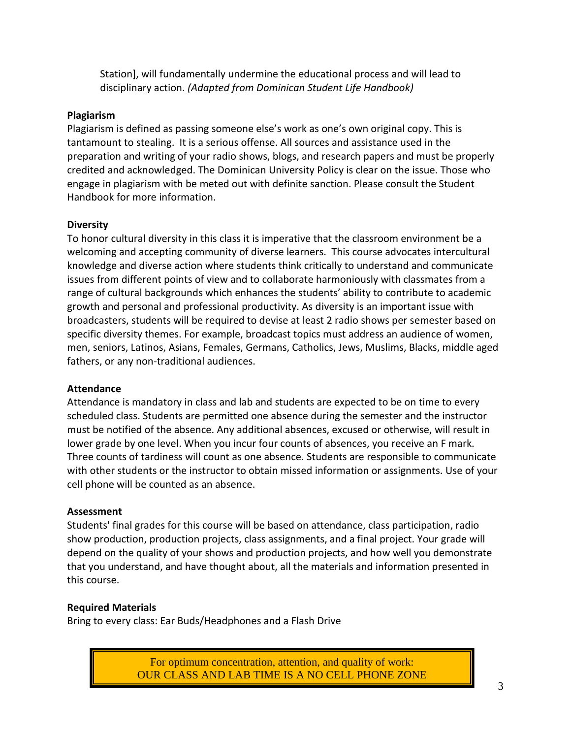Station], will fundamentally undermine the educational process and will lead to disciplinary action. *(Adapted from Dominican Student Life Handbook)*

**Plagiarism**

Plagiarism is defined as passing someone else's work as one's own original copy. This is tantamount to stealing. It is a serious offense. All sources and assistance used in the preparation and writing of your radio shows, blogs, and research papers and must be properly credited and acknowledged. The Dominican University Policy is clear on the issue. Those who engage in plagiarism with be meted out with definite sanction. Please consult the Student Handbook for more information.

**Diversity**

To honor cultural diversity in this class it is imperative that the classroom environment be a welcoming and accepting community of diverse learners. This course advocates intercultural knowledge and diverse action where students think critically to understand and communicate issues from different points of view and to collaborate harmoniously with classmates from a range of cultural backgrounds which enhances the students' ability to contribute to academic growth and personal and professional productivity. As diversity is an important issue with broadcasters, students will be required to devise at least 2 radio shows per semester based on specific diversity themes. For example, broadcast topics must address an audience of women, men, seniors, Latinos, Asians, Females, Germans, Catholics, Jews, Muslims, Blacks, middle aged fathers, or any non-traditional audiences.

**Attendance**

Attendance is mandatory in class and lab and students are expected to be on time to every scheduled class. Students are permitted one absence during the semester and the instructor must be notified of the absence. Any additional absences, excused or otherwise, will result in lower grade by one level. When you incur four counts of absences, you receive an F mark. Three counts of tardiness will count as one absence. Students are responsible to communicate with other students or the instructor to obtain missed information or assignments. Use of your cell phone will be counted as an absence.

**Assessment**

Students' final grades for this course will be based on attendance, class participation, radio show production, production projects, class assignments, and a final project. Your grade will depend on the quality of your shows and production projects, and how well you demonstrate that you understand, and have thought about, all the materials and information presented in this course.

**Required Materials**

Bring to every class: Ear Buds/Headphones and a Flash Drive

For optimum concentration, attention, and quality of work:
OUR CLASS AND LAB TIME IS A NO CELL PHONE ZONE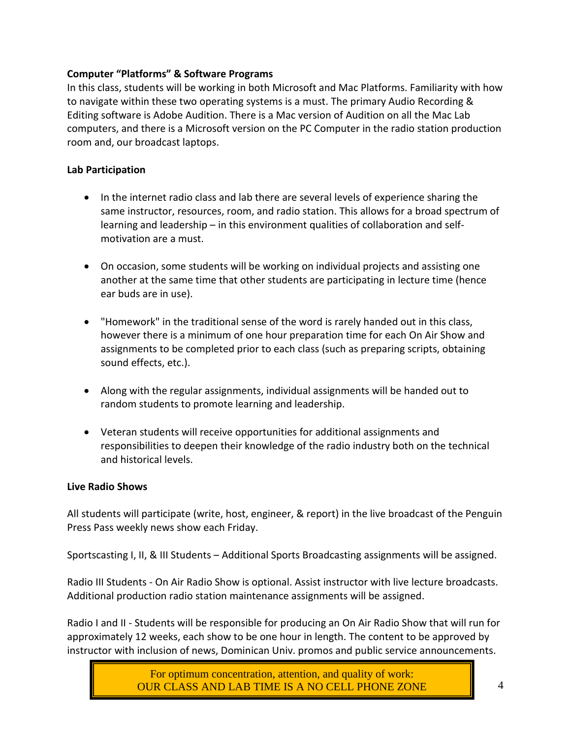**Computer "Platforms" & Software Programs**

In this class, students will be working in both Microsoft and Mac Platforms. Familiarity with how to navigate within these two operating systems is a must. The primary Audio Recording & Editing software is Adobe Audition. There is a Mac version of Audition on all the Mac Lab computers, and there is a Microsoft version on the PC Computer in the radio station production room and, our broadcast laptops.

**Lab Participation**

- In the internet radio class and lab there are several levels of experience sharing the same instructor, resources, room, and radio station. This allows for a broad spectrum of learning and leadership – in this environment qualities of collaboration and self-motivation are a must.

- On occasion, some students will be working on individual projects and assisting one another at the same time that other students are participating in lecture time (hence ear buds are in use).

- "Homework" in the traditional sense of the word is rarely handed out in this class, however there is a minimum of one hour preparation time for each On Air Show and assignments to be completed prior to each class (such as preparing scripts, obtaining sound effects, etc.).

- Along with the regular assignments, individual assignments will be handed out to random students to promote learning and leadership.

- Veteran students will receive opportunities for additional assignments and responsibilities to deepen their knowledge of the radio industry both on the technical and historical levels.

**Live Radio Shows**

All students will participate (write, host, engineer, & report) in the live broadcast of the Penguin Press Pass weekly news show each Friday.

Sportscasting I, II, & III Students – Additional Sports Broadcasting assignments will be assigned.

Radio III Students - On Air Radio Show is optional. Assist instructor with live lecture broadcasts. Additional production radio station maintenance assignments will be assigned.

Radio I and II - Students will be responsible for producing an On Air Radio Show that will run for approximately 12 weeks, each show to be one hour in length. The content to be approved by instructor with inclusion of news, Dominican Univ. promos and public service announcements.

For optimum concentration, attention, and quality of work:
OUR CLASS AND LAB TIME IS A NO CELL PHONE ZONE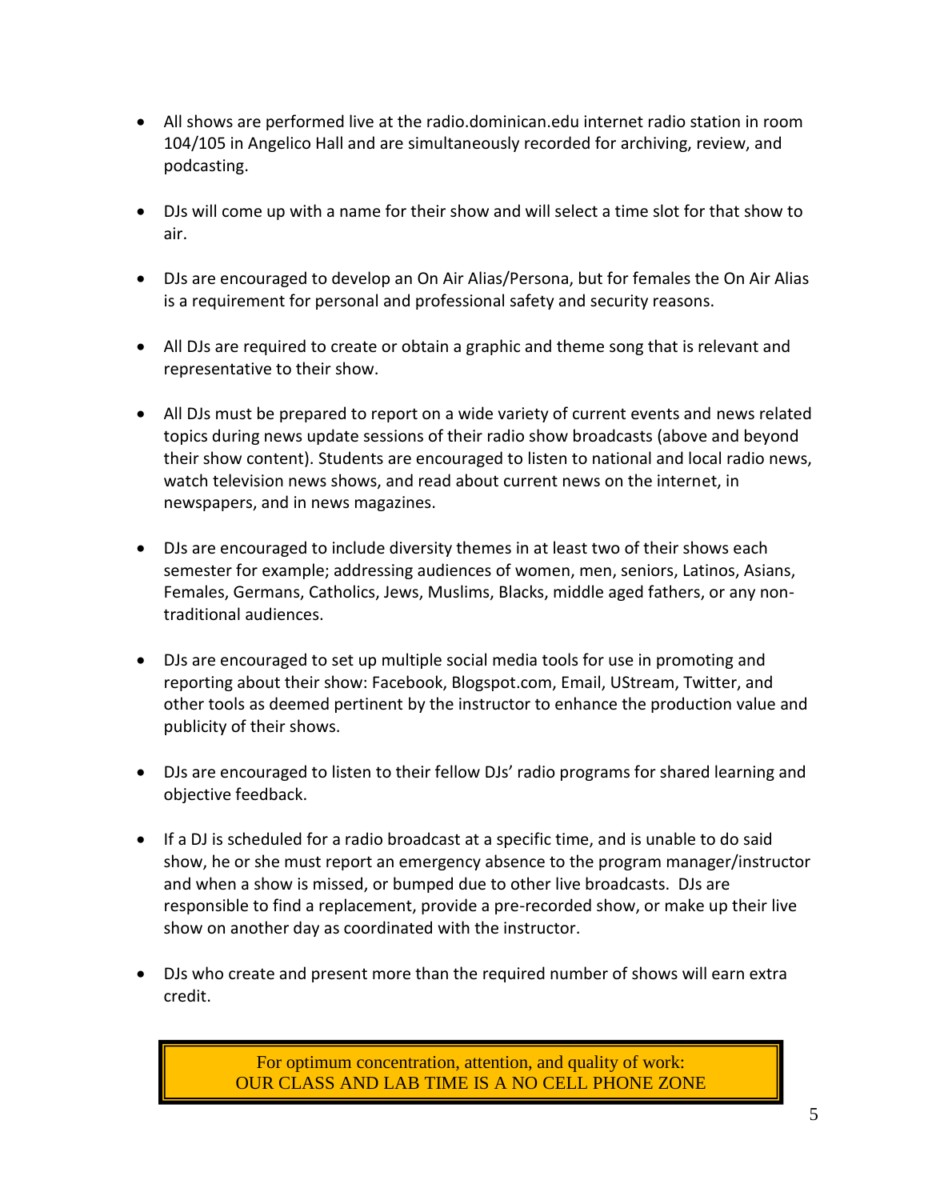- All shows are performed live at the radio.dominican.edu internet radio station in room 104/105 in Angelico Hall and are simultaneously recorded for archiving, review, and podcasting.

- DJs will come up with a name for their show and will select a time slot for that show to air.

- DJs are encouraged to develop an On Air Alias/Persona, but for females the On Air Alias is a requirement for personal and professional safety and security reasons.

- All DJs are required to create or obtain a graphic and theme song that is relevant and representative to their show.

- All DJs must be prepared to report on a wide variety of current events and news related topics during news update sessions of their radio show broadcasts (above and beyond their show content). Students are encouraged to listen to national and local radio news, watch television news shows, and read about current news on the internet, in newspapers, and in news magazines.

- DJs are encouraged to include diversity themes in at least two of their shows each semester for example; addressing audiences of women, men, seniors, Latinos, Asians, Females, Germans, Catholics, Jews, Muslims, Blacks, middle aged fathers, or any non-traditional audiences.

- DJs are encouraged to set up multiple social media tools for use in promoting and reporting about their show: Facebook, Blogspot.com, Email, UStream, Twitter, and other tools as deemed pertinent by the instructor to enhance the production value and publicity of their shows.

- DJs are encouraged to listen to their fellow DJs' radio programs for shared learning and objective feedback.

- If a DJ is scheduled for a radio broadcast at a specific time, and is unable to do said show, he or she must report an emergency absence to the program manager/instructor and when a show is missed, or bumped due to other live broadcasts. DJs are responsible to find a replacement, provide a pre-recorded show, or make up their live show on another day as coordinated with the instructor.

- DJs who create and present more than the required number of shows will earn extra credit.

For optimum concentration, attention, and quality of work:
OUR CLASS AND LAB TIME IS A NO CELL PHONE ZONE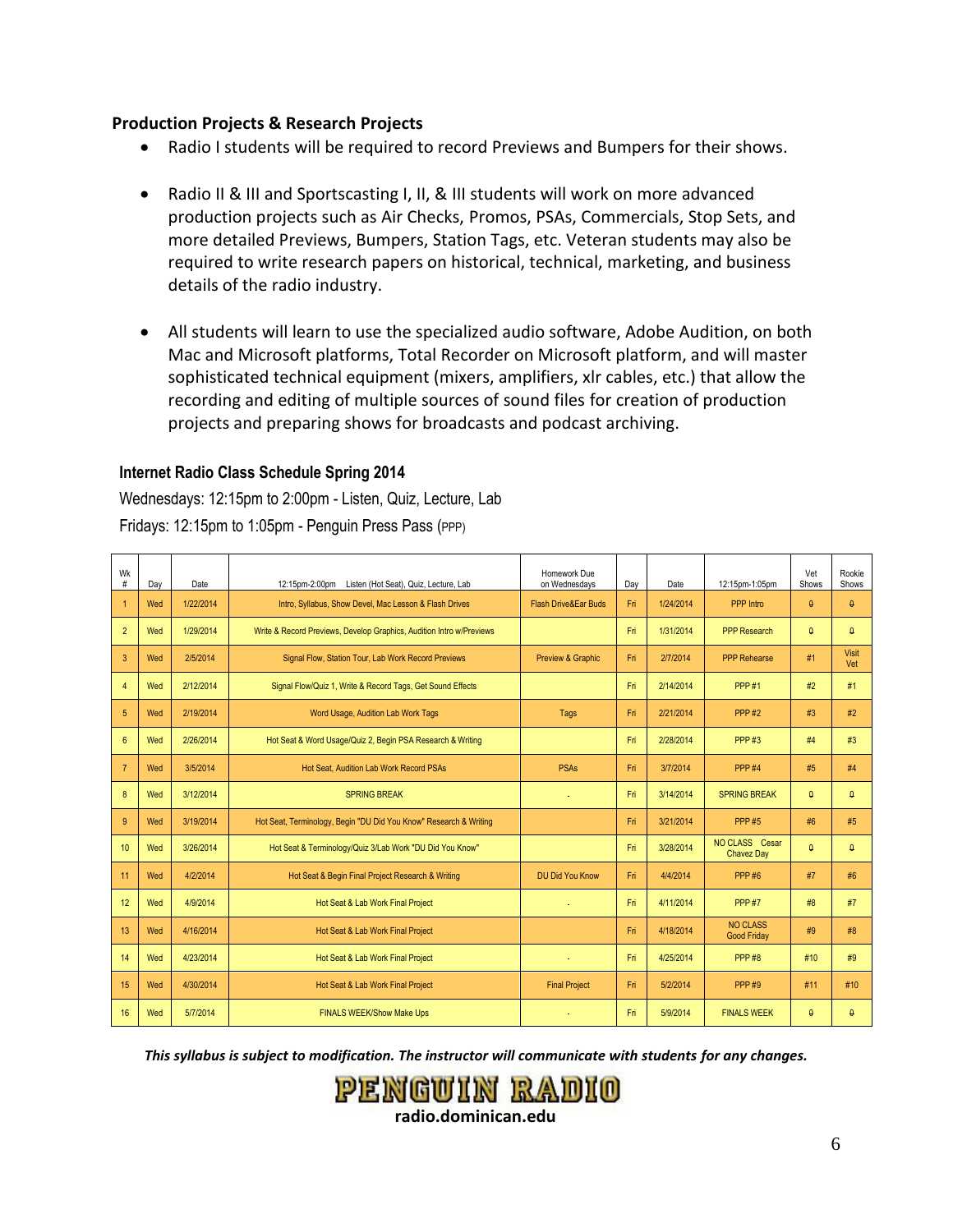**Production Projects & Research Projects**

- Radio I students will be required to record Previews and Bumpers for their shows.
- Radio II & III and Sportscasting I, II, & III students will work on more advanced production projects such as Air Checks, Promos, PSAs, Commercials, Stop Sets, and more detailed Previews, Bumpers, Station Tags, etc. Veteran students may also be required to write research papers on historical, technical, marketing, and business details of the radio industry.
- All students will learn to use the specialized audio software, Adobe Audition, on both Mac and Microsoft platforms, Total Recorder on Microsoft platform, and will master sophisticated technical equipment (mixers, amplifiers, xlr cables, etc.) that allow the recording and editing of multiple sources of sound files for creation of production projects and preparing shows for broadcasts and podcast archiving.

**Internet Radio Class Schedule Spring 2014**

Wednesdays: 12:15pm to 2:00pm - Listen, Quiz, Lecture, Lab

Fridays: 12:15pm to 1:05pm - Penguin Press Pass (PPP)

| Wk # | Day | Date | 12:15pm-2:00pm Listen (Hot Seat), Quiz, Lecture, Lab | Homework Due on Wednesdays | Day | Date | 12:15pm-1:05pm | Vet Shows | Rookie Shows |
|---|---|---|---|---|---|---|---|---|---|
| 1 | Wed | 1/22/2014 | Intro, Syllabus, Show Devel, Mac Lesson & Flash Drives | Flash Drive&Ear Buds | Fri | 1/24/2014 | PPP Intro | 0 | 0 |
| 2 | Wed | 1/29/2014 | Write & Record Previews, Develop Graphics, Audition Intro w/Previews | | Fri | 1/31/2014 | PPP Research | 0 | 0 |
| 3 | Wed | 2/5/2014 | Signal Flow, Station Tour, Lab Work Record Previews | Preview & Graphic | Fri | 2/7/2014 | PPP Rehearse | #1 | Visit Vet |
| 4 | Wed | 2/12/2014 | Signal Flow/Quiz 1, Write & Record Tags, Get Sound Effects | | Fri | 2/14/2014 | PPP #1 | #2 | #1 |
| 5 | Wed | 2/19/2014 | Word Usage, Audition Lab Work Tags | Tags | Fri | 2/21/2014 | PPP #2 | #3 | #2 |
| 6 | Wed | 2/26/2014 | Hot Seat & Word Usage/Quiz 2, Begin PSA Research & Writing | | Fri | 2/28/2014 | PPP #3 | #4 | #3 |
| 7 | Wed | 3/5/2014 | Hot Seat, Audition Lab Work Record PSAs | PSAs | Fri | 3/7/2014 | PPP #4 | #5 | #4 |
| 8 | Wed | 3/12/2014 | SPRING BREAK | - | Fri | 3/14/2014 | SPRING BREAK | 0 | 0 |
| 9 | Wed | 3/19/2014 | Hot Seat, Terminology, Begin "DU Did You Know" Research & Writing | | Fri | 3/21/2014 | PPP #5 | #6 | #5 |
| 10 | Wed | 3/26/2014 | Hot Seat & Terminology/Quiz 3/Lab Work "DU Did You Know" | | Fri | 3/28/2014 | NO CLASS Cesar Chavez Day | 0 | 0 |
| 11 | Wed | 4/2/2014 | Hot Seat & Begin Final Project Research & Writing | DU Did You Know | Fri | 4/4/2014 | PPP #6 | #7 | #6 |
| 12 | Wed | 4/9/2014 | Hot Seat & Lab Work Final Project | - | Fri | 4/11/2014 | PPP #7 | #8 | #7 |
| 13 | Wed | 4/16/2014 | Hot Seat & Lab Work Final Project | | Fri | 4/18/2014 | NO CLASS Good Friday | #9 | #8 |
| 14 | Wed | 4/23/2014 | Hot Seat & Lab Work Final Project | - | Fri | 4/25/2014 | PPP #8 | #10 | #9 |
| 15 | Wed | 4/30/2014 | Hot Seat & Lab Work Final Project | Final Project | Fri | 5/2/2014 | PPP #9 | #11 | #10 |
| 16 | Wed | 5/7/2014 | FINALS WEEK/Show Make Ups | - | Fri | 5/9/2014 | FINALS WEEK | 0 | 0 |

***This syllabus is subject to modification. The instructor will communicate with students for any changes.***

**PENGUIN RADIO**

**radio.dominican.edu**